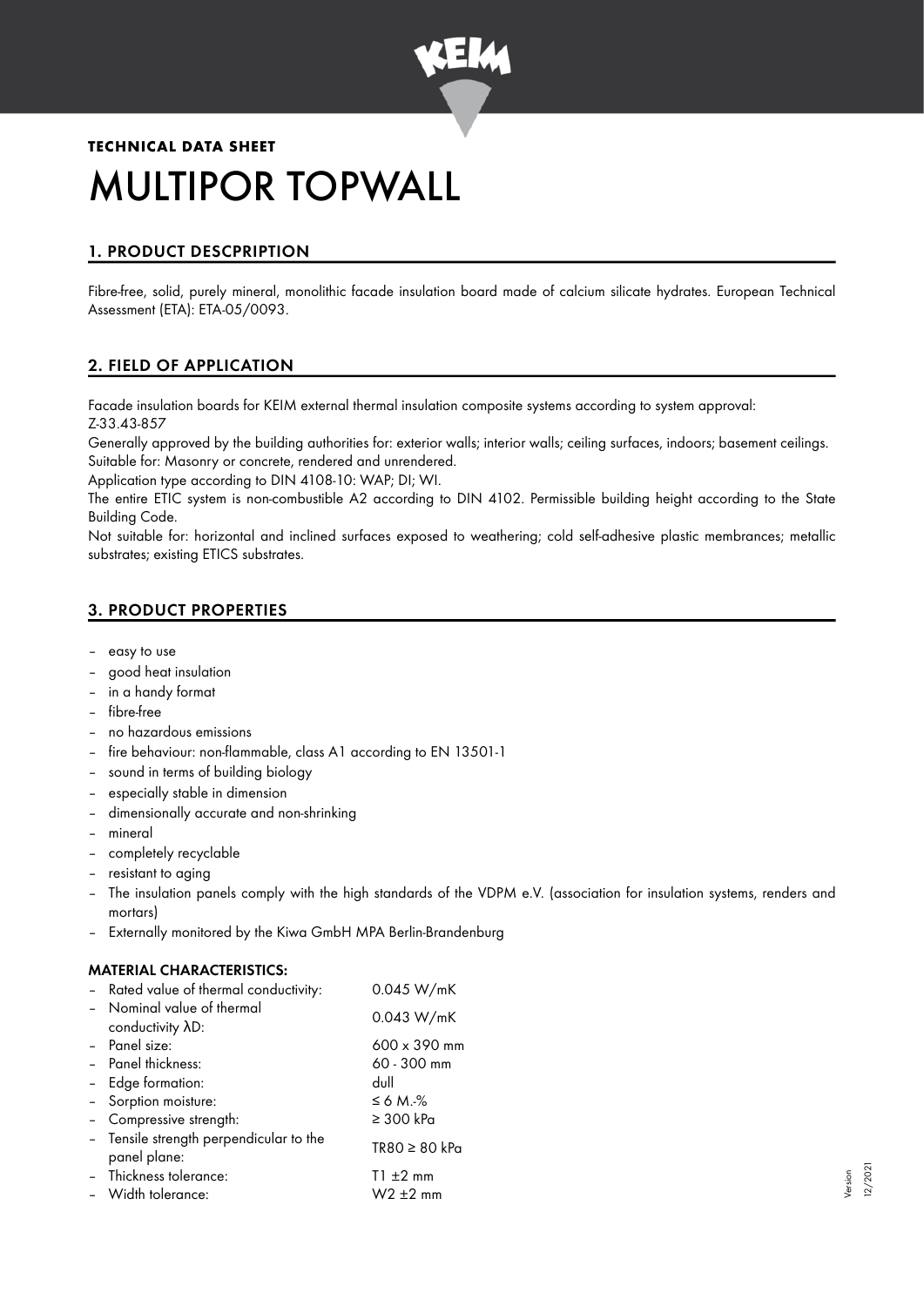**TECHNICAL DATA SHEET**

# MULTIPOR TOPWALL

## 1. PRODUCT DESCPRIPTION

Fibre-free, solid, purely mineral, monolithic facade insulation board made of calcium silicate hydrates. European Technical Assessment (ETA): ETA-05/0093.

## 2. FIELD OF APPLICATION

Facade insulation boards for KEIM external thermal insulation composite systems according to system approval: Z-33.43-857

Generally approved by the building authorities for: exterior walls; interior walls; ceiling surfaces, indoors; basement ceilings. Suitable for: Masonry or concrete, rendered and unrendered.

Application type according to DIN 4108-10: WAP; DI; WI.

The entire ETIC system is non-combustible A2 according to DIN 4102. Permissible building height according to the State Building Code.

Not suitable for: horizontal and inclined surfaces exposed to weathering; cold self-adhesive plastic membrances; metallic substrates; existing ETICS substrates.

## 3. PRODUCT PROPERTIES

- easy to use
- good heat insulation
- in a handy format
- fibre-free
- no hazardous emissions
- fire behaviour: non-flammable, class A1 according to EN 13501-1
- sound in terms of building biology
- especially stable in dimension
- dimensionally accurate and non-shrinking
- mineral
- completely recyclable
- resistant to aging
- The insulation panels comply with the high standards of the VDPM e.V. (association for insulation systems, renders and mortars)
- Externally monitored by the Kiwa GmbH MPA Berlin-Brandenburg

### MATERIAL CHARACTERISTICS:

| | |
|---|---|
| – Rated value of thermal conductivity: | 0.045 W/mK |
| – Nominal value of thermal conductivity λD: | 0.043 W/mK |
| – Panel size: | 600 x 390 mm |
| – Panel thickness: | 60 - 300 mm |
| – Edge formation: | dull |
| – Sorption moisture: | ≤ 6 M.-% |
| – Compressive strength: | ≥ 300 kPa |
| – Tensile strength perpendicular to the panel plane: | TR80 ≥ 80 kPa |
| – Thickness tolerance: | T1 ±2 mm |
| – Width tolerance: | W2 ±2 mm |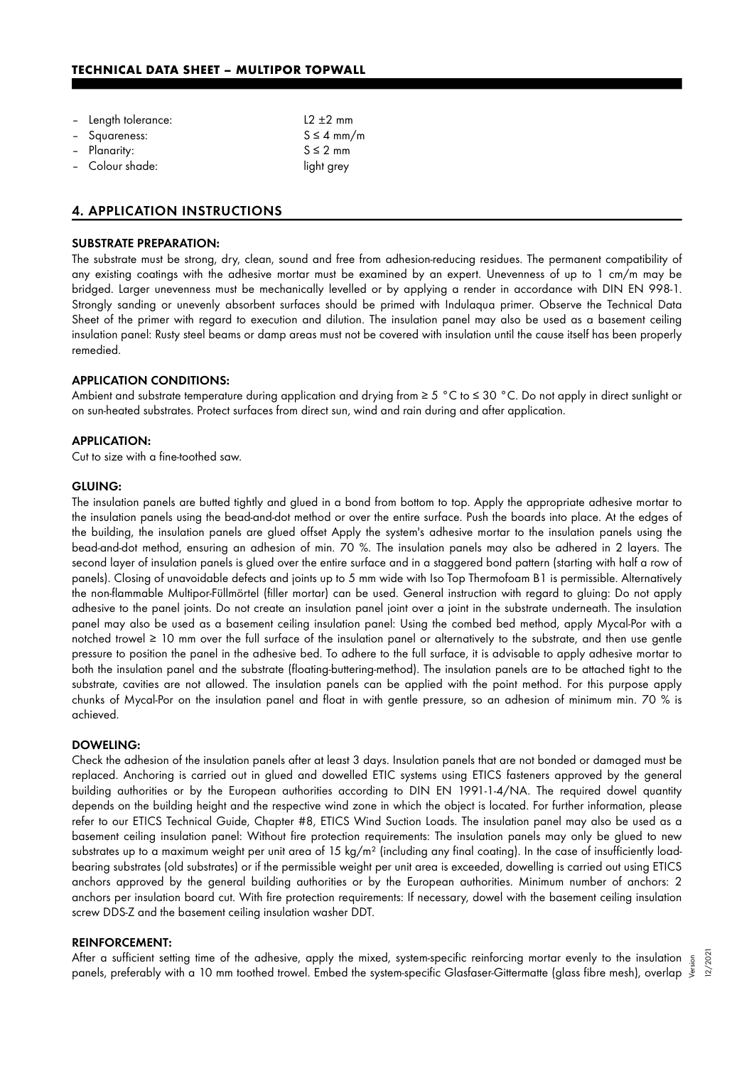- Length tolerance: L2 ±2 mm
- Squareness: S ≤ 4 mm/m
- Planarity: S ≤ 2 mm
- Colour shade: light grey

## 4. APPLICATION INSTRUCTIONS

### SUBSTRATE PREPARATION:

The substrate must be strong, dry, clean, sound and free from adhesion-reducing residues. The permanent compatibility of any existing coatings with the adhesive mortar must be examined by an expert. Unevenness of up to 1 cm/m may be bridged. Larger unevenness must be mechanically levelled or by applying a render in accordance with DIN EN 998-1. Strongly sanding or unevenly absorbent surfaces should be primed with Indulaqua primer. Observe the Technical Data Sheet of the primer with regard to execution and dilution. The insulation panel may also be used as a basement ceiling insulation panel: Rusty steel beams or damp areas must not be covered with insulation until the cause itself has been properly remedied.

### APPLICATION CONDITIONS:

Ambient and substrate temperature during application and drying from ≥ 5 °C to ≤ 30 °C. Do not apply in direct sunlight or on sun-heated substrates. Protect surfaces from direct sun, wind and rain during and after application.

### APPLICATION:

Cut to size with a fine-toothed saw.

### GLUING:

The insulation panels are butted tightly and glued in a bond from bottom to top. Apply the appropriate adhesive mortar to the insulation panels using the bead-and-dot method or over the entire surface. Push the boards into place. At the edges of the building, the insulation panels are glued offset Apply the system's adhesive mortar to the insulation panels using the bead-and-dot method, ensuring an adhesion of min. 70 %. The insulation panels may also be adhered in 2 layers. The second layer of insulation panels is glued over the entire surface and in a staggered bond pattern (starting with half a row of panels). Closing of unavoidable defects and joints up to 5 mm wide with Iso Top Thermofoam B1 is permissible. Alternatively the non-flammable Multipor-Füllmörtel (filler mortar) can be used. General instruction with regard to gluing: Do not apply adhesive to the panel joints. Do not create an insulation panel joint over a joint in the substrate underneath. The insulation panel may also be used as a basement ceiling insulation panel: Using the combed bed method, apply Mycal-Por with a notched trowel ≥ 10 mm over the full surface of the insulation panel or alternatively to the substrate, and then use gentle pressure to position the panel in the adhesive bed. To adhere to the full surface, it is advisable to apply adhesive mortar to both the insulation panel and the substrate (floating-buttering-method). The insulation panels are to be attached tight to the substrate, cavities are not allowed. The insulation panels can be applied with the point method. For this purpose apply chunks of Mycal-Por on the insulation panel and float in with gentle pressure, so an adhesion of minimum min. 70 % is achieved.

### DOWELING:

Check the adhesion of the insulation panels after at least 3 days. Insulation panels that are not bonded or damaged must be replaced. Anchoring is carried out in glued and dowelled ETIC systems using ETICS fasteners approved by the general building authorities or by the European authorities according to DIN EN 1991-1-4/NA. The required dowel quantity depends on the building height and the respective wind zone in which the object is located. For further information, please refer to our ETICS Technical Guide, Chapter #8, ETICS Wind Suction Loads. The insulation panel may also be used as a basement ceiling insulation panel: Without fire protection requirements: The insulation panels may only be glued to new substrates up to a maximum weight per unit area of 15 kg/m² (including any final coating). In the case of insufficiently load-bearing substrates (old substrates) or if the permissible weight per unit area is exceeded, dowelling is carried out using ETICS anchors approved by the general building authorities or by the European authorities. Minimum number of anchors: 2 anchors per insulation board cut. With fire protection requirements: If necessary, dowel with the basement ceiling insulation screw DDS-Z and the basement ceiling insulation washer DDT.

### REINFORCEMENT:

After a sufficient setting time of the adhesive, apply the mixed, system-specific reinforcing mortar evenly to the insulation panels, preferably with a 10 mm toothed trowel. Embed the system-specific Glasfaser-Gittermatte (glass fibre mesh), overlap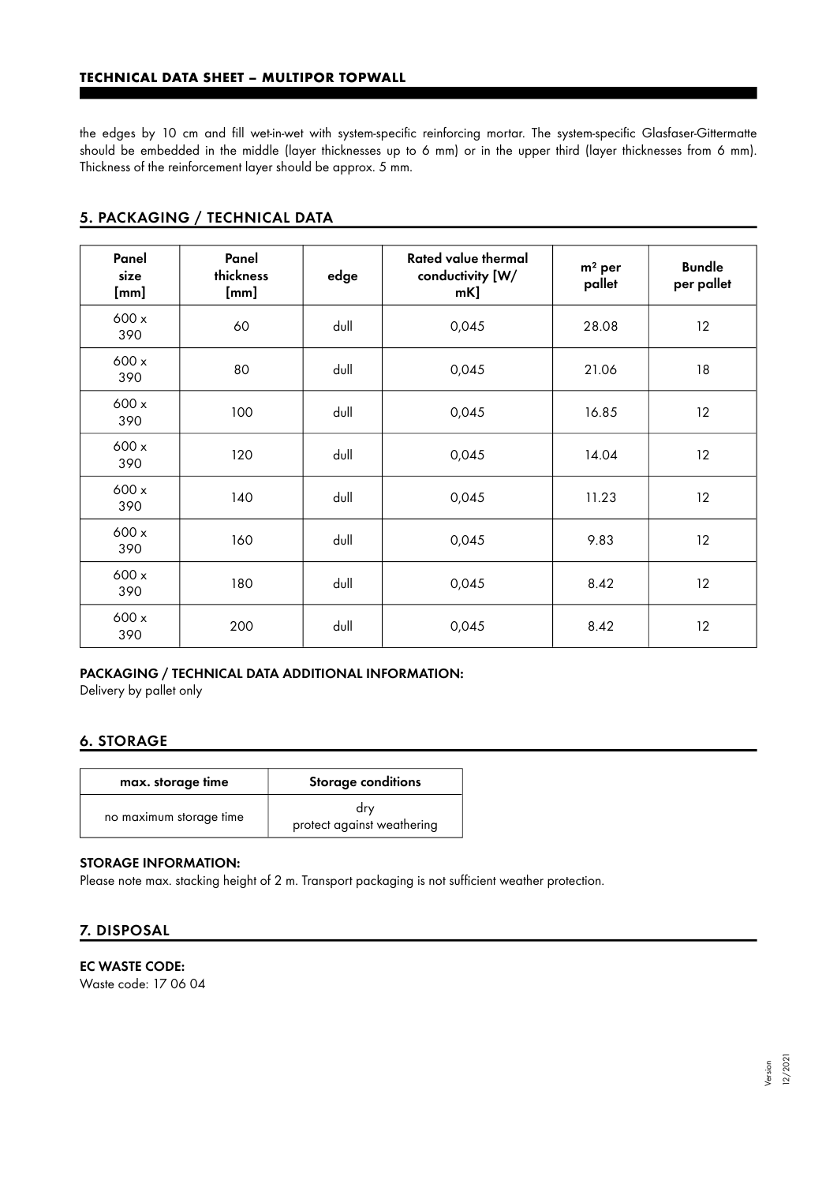the edges by 10 cm and fill wet-in-wet with system-specific reinforcing mortar. The system-specific Glasfaser-Gittermatte should be embedded in the middle (layer thicknesses up to 6 mm) or in the upper third (layer thicknesses from 6 mm). Thickness of the reinforcement layer should be approx. 5 mm.

## 5. PACKAGING / TECHNICAL DATA

| Panel size [mm] | Panel thickness [mm] | edge | Rated value thermal conductivity [W/mK] | m² per pallet | Bundle per pallet |
|---|---|---|---|---|---|
| 600 x 390 | 60 | dull | 0,045 | 28.08 | 12 |
| 600 x 390 | 80 | dull | 0,045 | 21.06 | 18 |
| 600 x 390 | 100 | dull | 0,045 | 16.85 | 12 |
| 600 x 390 | 120 | dull | 0,045 | 14.04 | 12 |
| 600 x 390 | 140 | dull | 0,045 | 11.23 | 12 |
| 600 x 390 | 160 | dull | 0,045 | 9.83 | 12 |
| 600 x 390 | 180 | dull | 0,045 | 8.42 | 12 |
| 600 x 390 | 200 | dull | 0,045 | 8.42 | 12 |

**PACKAGING / TECHNICAL DATA ADDITIONAL INFORMATION:**

Delivery by pallet only

## 6. STORAGE

| max. storage time | Storage conditions |
|---|---|
| no maximum storage time | dry<br>protect against weathering |

**STORAGE INFORMATION:**

Please note max. stacking height of 2 m. Transport packaging is not sufficient weather protection.

## 7. DISPOSAL

**EC WASTE CODE:**

Waste code: 17 06 04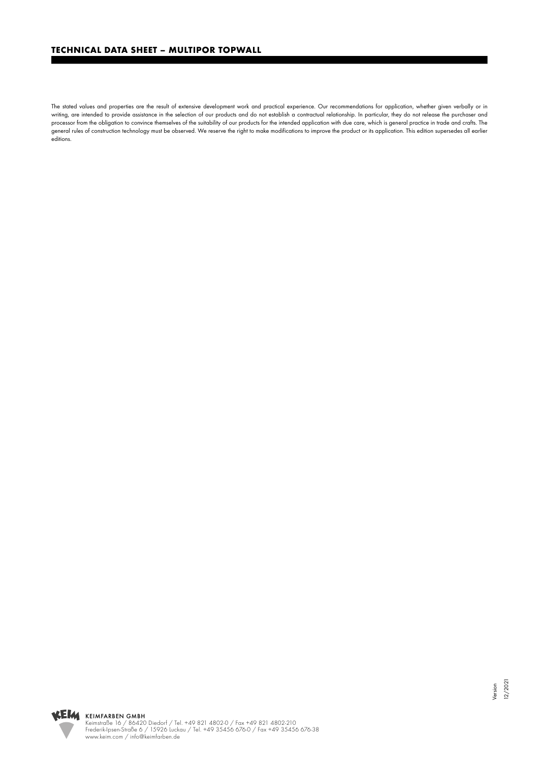The stated values and properties are the result of extensive development work and practical experience. Our recommendations for application, whether given verbally or in writing, are intended to provide assistance in the selection of our products and do not establish a contractual relationship. In particular, they do not release the purchaser and processor from the obligation to convince themselves of the suitability of our products for the intended application with due care, which is general practice in trade and crafts. The general rules of construction technology must be observed. We reserve the right to make modifications to improve the product or its application. This edition supersedes all earlier editions.